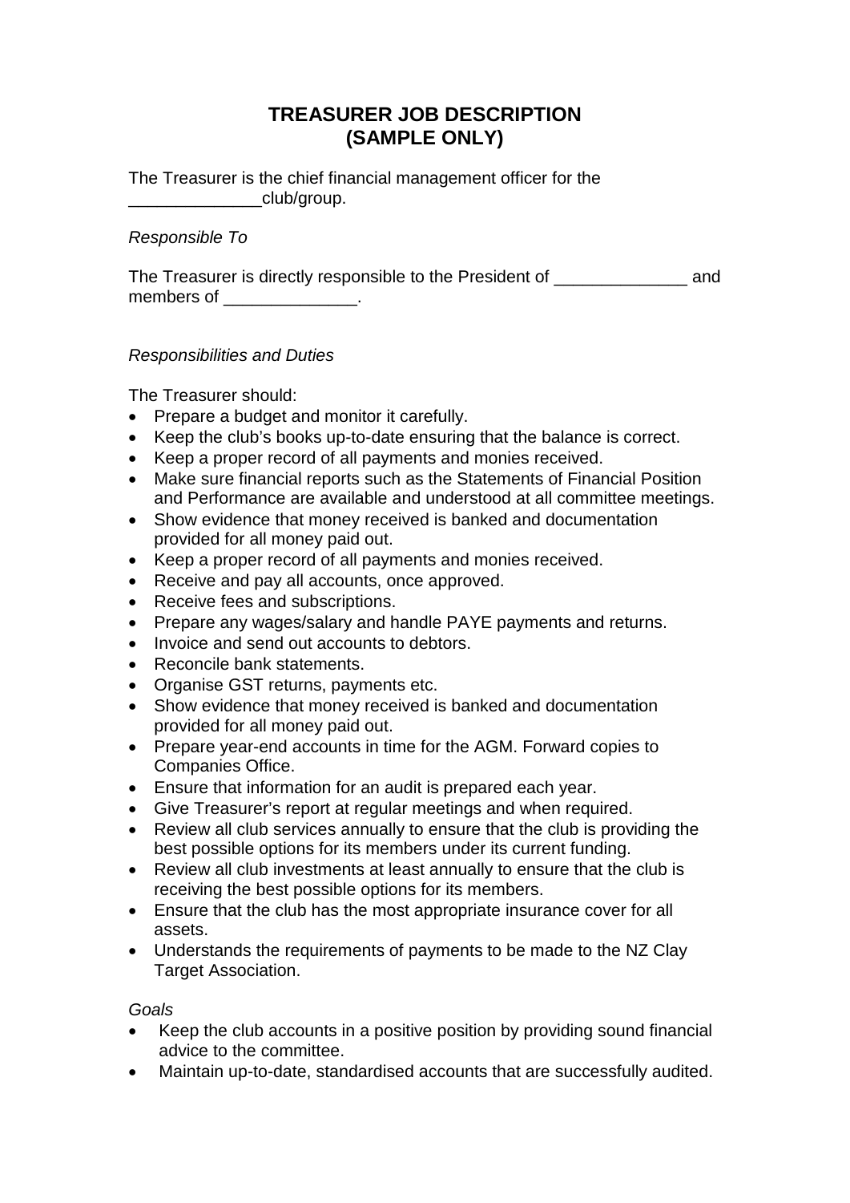# TREASURER JOB DESCRIPTION
# (SAMPLE ONLY)

The Treasurer is the chief financial management officer for the ______________club/group.

*Responsible To*

The Treasurer is directly responsible to the President of ______________ and members of ______________.

*Responsibilities and Duties*

The Treasurer should:

- Prepare a budget and monitor it carefully.
- Keep the club's books up-to-date ensuring that the balance is correct.
- Keep a proper record of all payments and monies received.
- Make sure financial reports such as the Statements of Financial Position and Performance are available and understood at all committee meetings.
- Show evidence that money received is banked and documentation provided for all money paid out.
- Keep a proper record of all payments and monies received.
- Receive and pay all accounts, once approved.
- Receive fees and subscriptions.
- Prepare any wages/salary and handle PAYE payments and returns.
- Invoice and send out accounts to debtors.
- Reconcile bank statements.
- Organise GST returns, payments etc.
- Show evidence that money received is banked and documentation provided for all money paid out.
- Prepare year-end accounts in time for the AGM. Forward copies to Companies Office.
- Ensure that information for an audit is prepared each year.
- Give Treasurer's report at regular meetings and when required.
- Review all club services annually to ensure that the club is providing the best possible options for its members under its current funding.
- Review all club investments at least annually to ensure that the club is receiving the best possible options for its members.
- Ensure that the club has the most appropriate insurance cover for all assets.
- Understands the requirements of payments to be made to the NZ Clay Target Association.

*Goals*

- Keep the club accounts in a positive position by providing sound financial advice to the committee.
- Maintain up-to-date, standardised accounts that are successfully audited.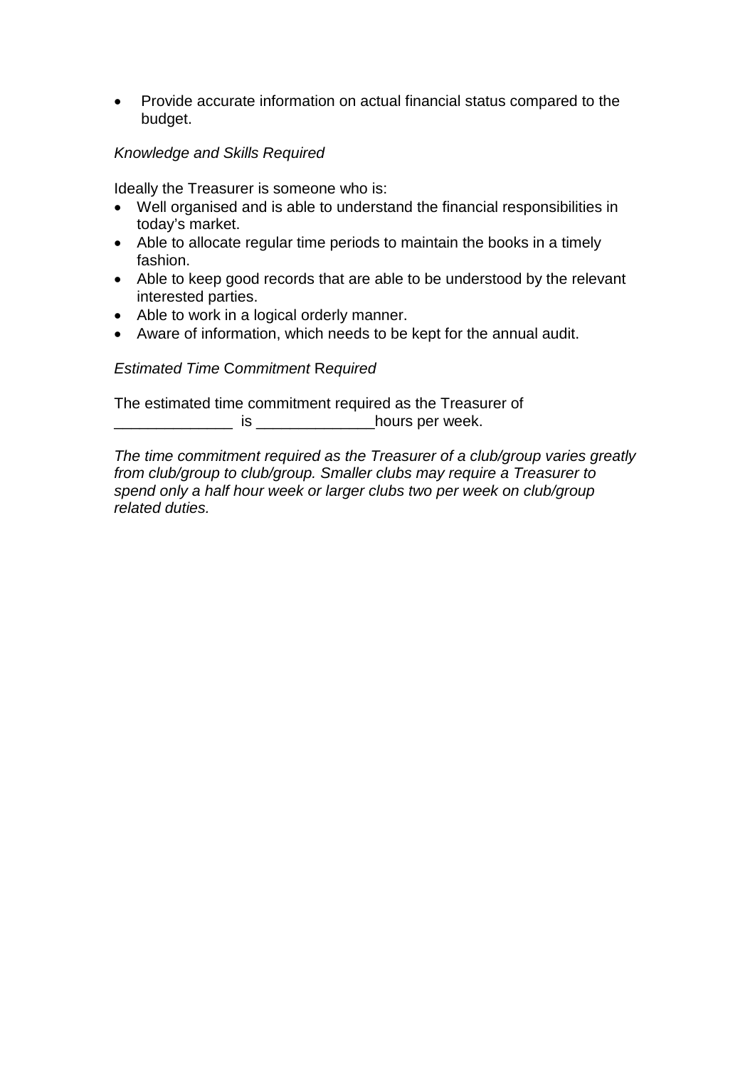- Provide accurate information on actual financial status compared to the budget.

*Knowledge and Skills Required*

Ideally the Treasurer is someone who is:

- Well organised and is able to understand the financial responsibilities in today's market.
- Able to allocate regular time periods to maintain the books in a timely fashion.
- Able to keep good records that are able to be understood by the relevant interested parties.
- Able to work in a logical orderly manner.
- Aware of information, which needs to be kept for the annual audit.

*Estimated Time* Commitment Required

The estimated time commitment required as the Treasurer of ______________ is ______________hours per week.

*The time commitment required as the Treasurer of a club/group varies greatly from club/group to club/group. Smaller clubs may require a Treasurer to spend only a half hour week or larger clubs two per week on club/group related duties.*